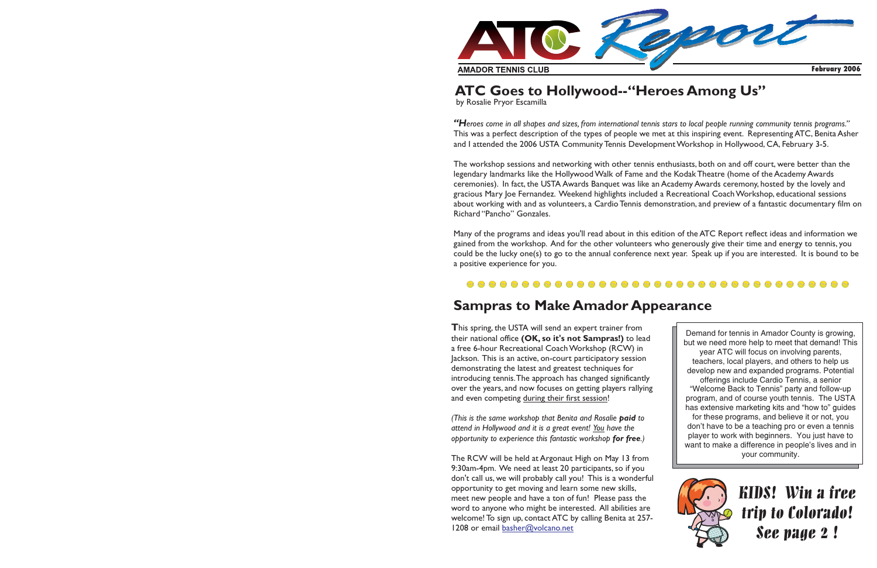# ATC Report

AMADOR TENNIS CLUB

February 2006

## ATC Goes to Hollywood--"Heroes Among Us"

by Rosalie Pryor Escamilla

*"Heroes come in all shapes and sizes, from international tennis stars to local people running community tennis programs."* This was a perfect description of the types of people we met at this inspiring event. Representing ATC, Benita Asher and I attended the 2006 USTA Community Tennis Development Workshop in Hollywood, CA, February 3-5.

The workshop sessions and networking with other tennis enthusiasts, both on and off court, were better than the legendary landmarks like the Hollywood Walk of Fame and the Kodak Theatre (home of the Academy Awards ceremonies). In fact, the USTA Awards Banquet was like an Academy Awards ceremony, hosted by the lovely and gracious Mary Joe Fernandez. Weekend highlights included a Recreational Coach Workshop, educational sessions about working with and as volunteers, a Cardio Tennis demonstration, and preview of a fantastic documentary film on Richard "Pancho" Gonzales.

Many of the programs and ideas you'll read about in this edition of the ATC Report reflect ideas and information we gained from the workshop. And for the other volunteers who generously give their time and energy to tennis, you could be the lucky one(s) to go to the annual conference next year. Speak up if you are interested. It is bound to be a positive experience for you.

## Sampras to Make Amador Appearance

This spring, the USTA will send an expert trainer from their national office **(OK, so it's not Sampras!)** to lead a free 6-hour Recreational Coach Workshop (RCW) in Jackson. This is an active, on-court participatory session demonstrating the latest and greatest techniques for introducing tennis. The approach has changed significantly over the years, and now focuses on getting players rallying and even competing during their first session!

*(This is the same workshop that Benita and Rosalie **paid** to attend in Hollywood and it is a great event! You have the opportunity to experience this fantastic workshop **for free**.)*

The RCW will be held at Argonaut High on May 13 from 9:30am-4pm. We need at least 20 participants, so if you don't call us, we will probably call you! This is a wonderful opportunity to get moving and learn some new skills, meet new people and have a ton of fun! Please pass the word to anyone who might be interested. All abilities are welcome! To sign up, contact ATC by calling Benita at 257-1208 or email basher@volcano.net

Demand for tennis in Amador County is growing, but we need more help to meet that demand! This year ATC will focus on involving parents, teachers, local players, and others to help us develop new and expanded programs. Potential offerings include Cardio Tennis, a senior "Welcome Back to Tennis" party and follow-up program, and of course youth tennis. The USTA has extensive marketing kits and "how to" guides for these programs, and believe it or not, you don't have to be a teaching pro or even a tennis player to work with beginners. You just have to want to make a difference in people's lives and in your community.

***KIDS! Win a free trip to Colorado! See page 2 !***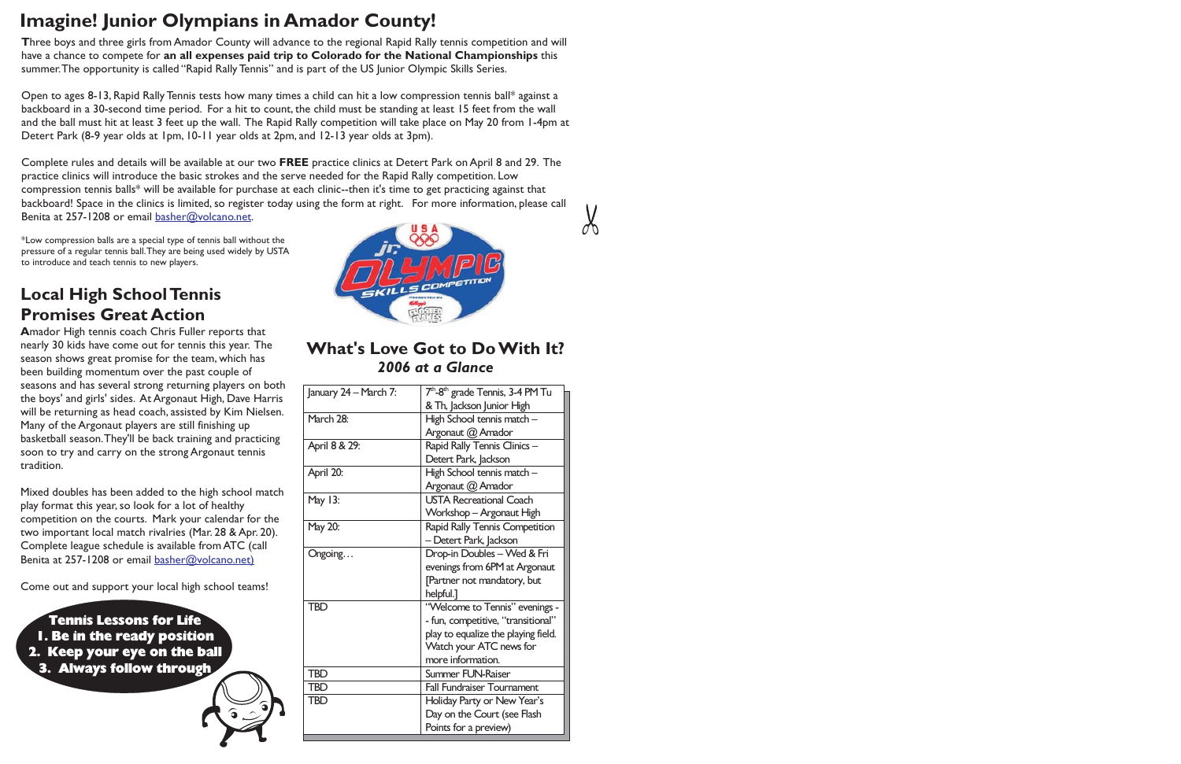# Imagine! Junior Olympians in Amador County!

Three boys and three girls from Amador County will advance to the regional Rapid Rally tennis competition and will have a chance to compete for **an all expenses paid trip to Colorado for the National Championships** this summer. The opportunity is called "Rapid Rally Tennis" and is part of the US Junior Olympic Skills Series.

Open to ages 8-13, Rapid Rally Tennis tests how many times a child can hit a low compression tennis ball* against a backboard in a 30-second time period. For a hit to count, the child must be standing at least 15 feet from the wall and the ball must hit at least 3 feet up the wall. The Rapid Rally competition will take place on May 20 from 1-4pm at Detert Park (8-9 year olds at 1pm, 10-11 year olds at 2pm, and 12-13 year olds at 3pm).

Complete rules and details will be available at our two **FREE** practice clinics at Detert Park on April 8 and 29. The practice clinics will introduce the basic strokes and the serve needed for the Rapid Rally competition. Low compression tennis balls* will be available for purchase at each clinic--then it's time to get practicing against that backboard! Space in the clinics is limited, so register today using the form at right. For more information, please call Benita at 257-1208 or email basher@volcano.net.

*Low compression balls are a special type of tennis ball without the pressure of a regular tennis ball. They are being used widely by USTA to introduce and teach tennis to new players.

## Local High School Tennis Promises Great Action

Amador High tennis coach Chris Fuller reports that nearly 30 kids have come out for tennis this year. The season shows great promise for the team, which has been building momentum over the past couple of seasons and has several strong returning players on both the boys' and girls' sides. At Argonaut High, Dave Harris will be returning as head coach, assisted by Kim Nielsen. Many of the Argonaut players are still finishing up basketball season. They'll be back training and practicing soon to try and carry on the strong Argonaut tennis tradition.

Mixed doubles has been added to the high school match play format this year, so look for a lot of healthy competition on the courts. Mark your calendar for the two important local match rivalries (Mar. 28 & Apr. 20). Complete league schedule is available from ATC (call Benita at 257-1208 or email basher@volcano.net)

Come out and support your local high school teams!

**Tennis Lessons for Life**

1. **Be in the ready position**
2. **Keep your eye on the ball**
3. **Always follow through**

## What's Love Got to Do With It?

***2006 at a Glance***

| | |
|---|---|
| January 24 – March 7: | 7th-8th grade Tennis, 3-4 PM Tu & Th, Jackson Junior High |
| March 28: | High School tennis match – Argonaut @ Amador |
| April 8 & 29: | Rapid Rally Tennis Clinics – Detert Park, Jackson |
| April 20: | High School tennis match – Argonaut @ Amador |
| May 13: | USTA Recreational Coach Workshop – Argonaut High |
| May 20: | Rapid Rally Tennis Competition – Detert Park, Jackson |
| Ongoing… | Drop-in Doubles – Wed & Fri evenings from 6PM at Argonaut [Partner not mandatory, but helpful.] |
| TBD | "Welcome to Tennis" evenings - - fun, competitive, "transitional" play to equalize the playing field. Watch your ATC news for more information. |
| TBD | Summer FUN-Raiser |
| TBD | Fall Fundraiser Tournament |
| TBD | Holiday Party or New Year's Day on the Court (see Flash Points for a preview) |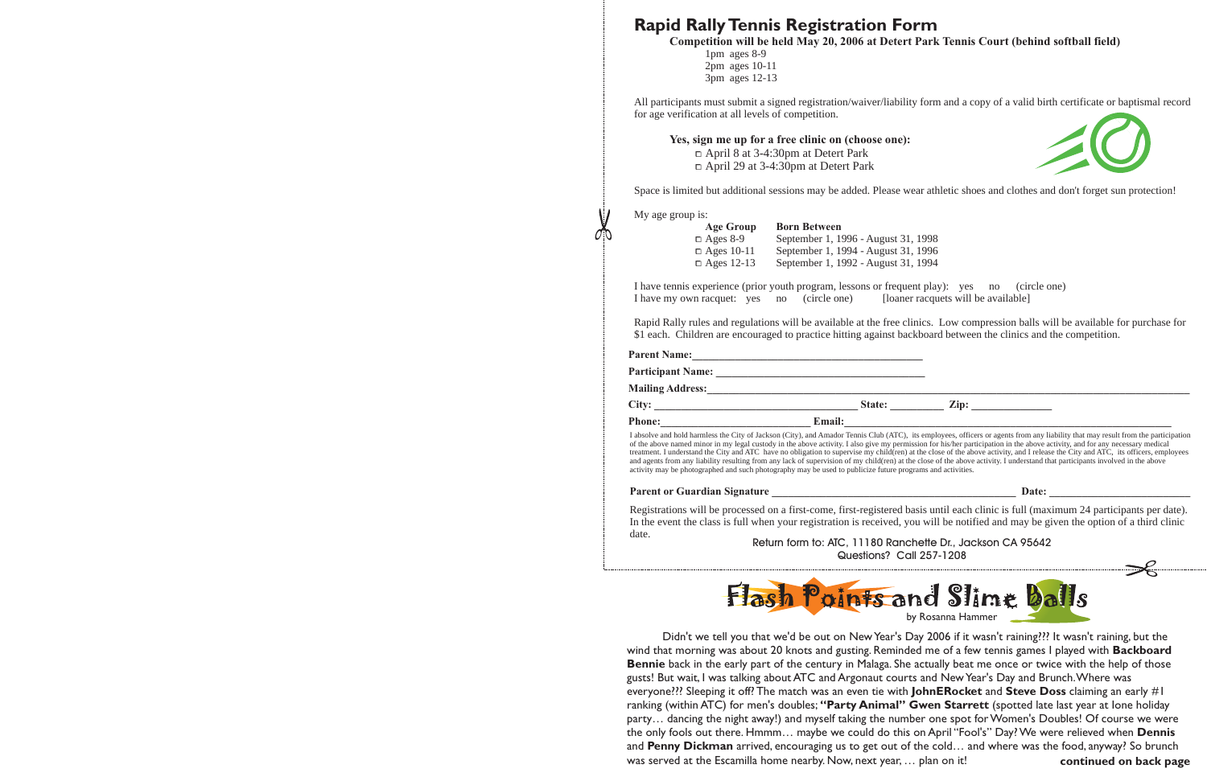# Rapid Rally Tennis Registration Form

**Competition will be held May 20, 2006 at Detert Park Tennis Court (behind softball field)**

1pm ages 8-9
2pm ages 10-11
3pm ages 12-13

All participants must submit a signed registration/waiver/liability form and a copy of a valid birth certificate or baptismal record for age verification at all levels of competition.

**Yes, sign me up for a free clinic on (choose one):**

- ☐ April 8 at 3-4:30pm at Detert Park
- ☐ April 29 at 3-4:30pm at Detert Park

Space is limited but additional sessions may be added. Please wear athletic shoes and clothes and don't forget sun protection!

My age group is:

| Age Group | Born Between |
|---|---|
| ☐ Ages 8-9 | September 1, 1996 - August 31, 1998 |
| ☐ Ages 10-11 | September 1, 1994 - August 31, 1996 |
| ☐ Ages 12-13 | September 1, 1992 - August 31, 1994 |

I have tennis experience (prior youth program, lessons or frequent play): yes no (circle one)
I have my own racquet: yes no (circle one) [loaner racquets will be available]

Rapid Rally rules and regulations will be available at the free clinics. Low compression balls will be available for purchase for $1 each. Children are encouraged to practice hitting against backboard between the clinics and the competition.

**Parent Name:**___________________________________

**Participant Name:** ___________________________________

**Mailing Address:**___________________________________

**City:** ___________________ **State:** _________ **Zip:** ______________

**Phone:**_______________________ **Email:**___________________________________

I absolve and hold harmless the City of Jackson (City), and Amador Tennis Club (ATC), its employees, officers or agents from any liability that may result from the participation of the above named minor in my legal custody in the above activity. I also give my permission for his/her participation in the above activity, and for any necessary medical treatment. I understand the City and ATC have no obligation to supervise my child(ren) at the close of the above activity, and I release the City and ATC, its officers, employees and agents from any liability resulting from any lack of supervision of my child(ren) at the close of the above activity. I understand that participants involved in the above activity may be photographed and such photography may be used to publicize future programs and activities.

**Parent or Guardian Signature** ___________________________________ **Date:** ______________________

Registrations will be processed on a first-come, first-registered basis until each clinic is full (maximum 24 participants per date). In the event the class is full when your registration is received, you will be notified and may be given the option of a third clinic date.

Return form to: ATC, 11180 Ranchette Dr., Jackson CA 95642
Questions? Call 257-1208

# Flash Points and Slime Balls

by Rosanna Hammer

Didn't we tell you that we'd be out on New Year's Day 2006 if it wasn't raining??? It wasn't raining, but the wind that morning was about 20 knots and gusting. Reminded me of a few tennis games I played with **Backboard Bennie** back in the early part of the century in Malaga. She actually beat me once or twice with the help of those gusts! But wait, I was talking about ATC and Argonaut courts and New Year's Day and Brunch. Where was everyone??? Sleeping it off? The match was an even tie with **JohnERocket** and **Steve Doss** claiming an early #1 ranking (within ATC) for men's doubles; **"Party Animal" Gwen Starrett** (spotted late last year at Ione holiday party… dancing the night away!) and myself taking the number one spot for Women's Doubles! Of course we were the only fools out there. Hmmm… maybe we could do this on April "Fool's" Day? We were relieved when **Dennis** and **Penny Dickman** arrived, encouraging us to get out of the cold… and where was the food, anyway? So brunch was served at the Escamilla home nearby. Now, next year, … plan on it!

**continued on back page**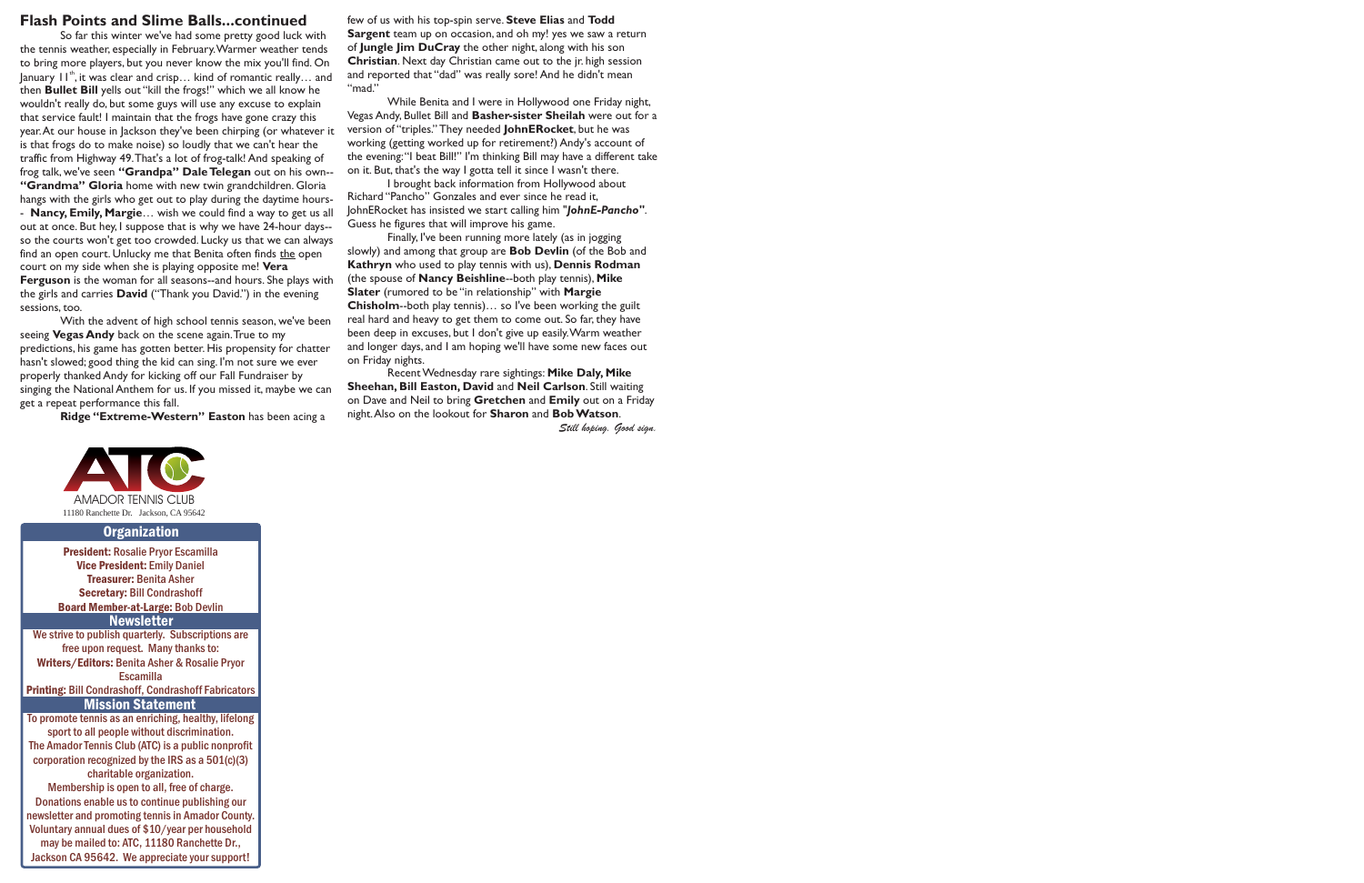## Flash Points and Slime Balls...continued

So far this winter we've had some pretty good luck with the tennis weather, especially in February. Warmer weather tends to bring more players, but you never know the mix you'll find. On January 11th, it was clear and crisp… kind of romantic really… and then **Bullet Bill** yells out "kill the frogs!" which we all know he wouldn't really do, but some guys will use any excuse to explain that service fault! I maintain that the frogs have gone crazy this year. At our house in Jackson they've been chirping (or whatever it is that frogs do to make noise) so loudly that we can't hear the traffic from Highway 49. That's a lot of frog-talk! And speaking of frog talk, we've seen **"Grandpa" Dale Telegan** out on his own--**"Grandma" Gloria** home with new twin grandchildren. Gloria hangs with the girls who get out to play during the daytime hours- - **Nancy, Emily, Margie**… wish we could find a way to get us all out at once. But hey, I suppose that is why we have 24-hour days--so the courts won't get too crowded. Lucky us that we can always find an open court. Unlucky me that Benita often finds the open court on my side when she is playing opposite me! **Vera Ferguson** is the woman for all seasons--and hours. She plays with the girls and carries **David** ("Thank you David.") in the evening sessions, too.

With the advent of high school tennis season, we've been seeing **Vegas Andy** back on the scene again. True to my predictions, his game has gotten better. His propensity for chatter hasn't slowed; good thing the kid can sing. I'm not sure we ever properly thanked Andy for kicking off our Fall Fundraiser by singing the National Anthem for us. If you missed it, maybe we can get a repeat performance this fall.

**Ridge "Extreme-Western" Easton** has been acing a few of us with his top-spin serve. **Steve Elias** and **Todd Sargent** team up on occasion, and oh my! yes we saw a return of **Jungle Jim DuCray** the other night, along with his son **Christian**. Next day Christian came out to the jr. high session and reported that "dad" was really sore! And he didn't mean "mad."

While Benita and I were in Hollywood one Friday night, Vegas Andy, Bullet Bill and **Basher-sister Sheilah** were out for a version of "triples." They needed **JohnERocket**, but he was working (getting worked up for retirement?) Andy's account of the evening: "I beat Bill!" I'm thinking Bill may have a different take on it. But, that's the way I gotta tell it since I wasn't there.

I brought back information from Hollywood about Richard "Pancho" Gonzales and ever since he read it, JohnERocket has insisted we start calling him ***"JohnE-Pancho"***. Guess he figures that will improve his game.

Finally, I've been running more lately (as in jogging slowly) and among that group are **Bob Devlin** (of the Bob and **Kathryn** who used to play tennis with us), **Dennis Rodman** (the spouse of **Nancy Beishline**--both play tennis), **Mike Slater** (rumored to be "in relationship" with **Margie Chisholm**--both play tennis)… so I've been working the guilt real hard and heavy to get them to come out. So far, they have been deep in excuses, but I don't give up easily. Warm weather and longer days, and I am hoping we'll have some new faces out on Friday nights.

Recent Wednesday rare sightings: **Mike Daly, Mike Sheehan, Bill Easton, David** and **Neil Carlson**. Still waiting on Dave and Neil to bring **Gretchen** and **Emily** out on a Friday night. Also on the lookout for **Sharon** and **Bob Watson**.

*Still hoping. Good sign.*

AMADOR TENNIS CLUB
11180 Ranchette Dr. Jackson, CA 95642

### Organization

**President:** Rosalie Pryor Escamilla
**Vice President:** Emily Daniel
**Treasurer:** Benita Asher
**Secretary:** Bill Condrashoff
**Board Member-at-Large:** Bob Devlin

### Newsletter

We strive to publish quarterly. Subscriptions are free upon request. Many thanks to:
**Writers/Editors:** Benita Asher & Rosalie Pryor Escamilla
**Printing:** Bill Condrashoff, Condrashoff Fabricators

### Mission Statement

To promote tennis as an enriching, healthy, lifelong sport to all people without discrimination.
The Amador Tennis Club (ATC) is a public nonprofit corporation recognized by the IRS as a 501(c)(3) charitable organization.
Membership is open to all, free of charge.
Donations enable us to continue publishing our newsletter and promoting tennis in Amador County.
Voluntary annual dues of $10/year per household may be mailed to: ATC, 11180 Ranchette Dr., Jackson CA 95642. We appreciate your support!